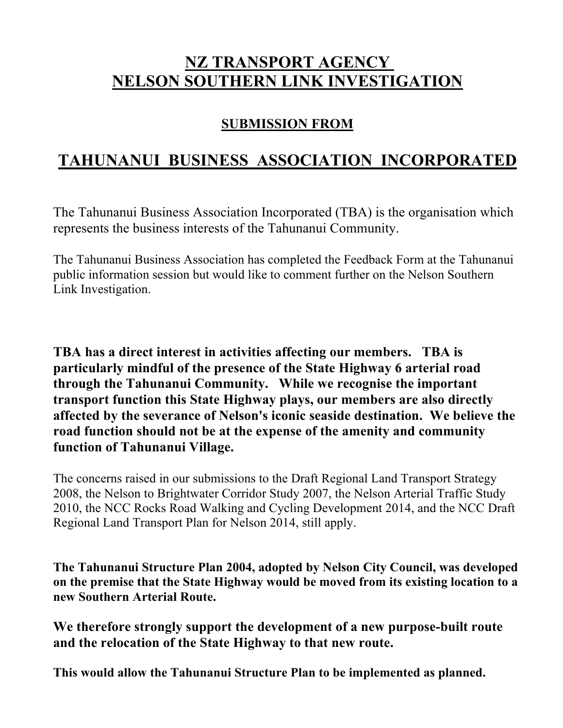# NZ TRANSPORT AGENCY
# NELSON SOUTHERN LINK INVESTIGATION

## SUBMISSION FROM

# TAHUNANUI BUSINESS ASSOCIATION INCORPORATED

The Tahunanui Business Association Incorporated (TBA) is the organisation which represents the business interests of the Tahunanui Community.

The Tahunanui Business Association has completed the Feedback Form at the Tahunanui public information session but would like to comment further on the Nelson Southern Link Investigation.

**TBA has a direct interest in activities affecting our members. TBA is particularly mindful of the presence of the State Highway 6 arterial road through the Tahunanui Community. While we recognise the important transport function this State Highway plays, our members are also directly affected by the severance of Nelson's iconic seaside destination. We believe the road function should not be at the expense of the amenity and community function of Tahunanui Village.**

The concerns raised in our submissions to the Draft Regional Land Transport Strategy 2008, the Nelson to Brightwater Corridor Study 2007, the Nelson Arterial Traffic Study 2010, the NCC Rocks Road Walking and Cycling Development 2014, and the NCC Draft Regional Land Transport Plan for Nelson 2014, still apply.

**The Tahunanui Structure Plan 2004, adopted by Nelson City Council, was developed on the premise that the State Highway would be moved from its existing location to a new Southern Arterial Route.**

**We therefore strongly support the development of a new purpose-built route and the relocation of the State Highway to that new route.**

**This would allow the Tahunanui Structure Plan to be implemented as planned.**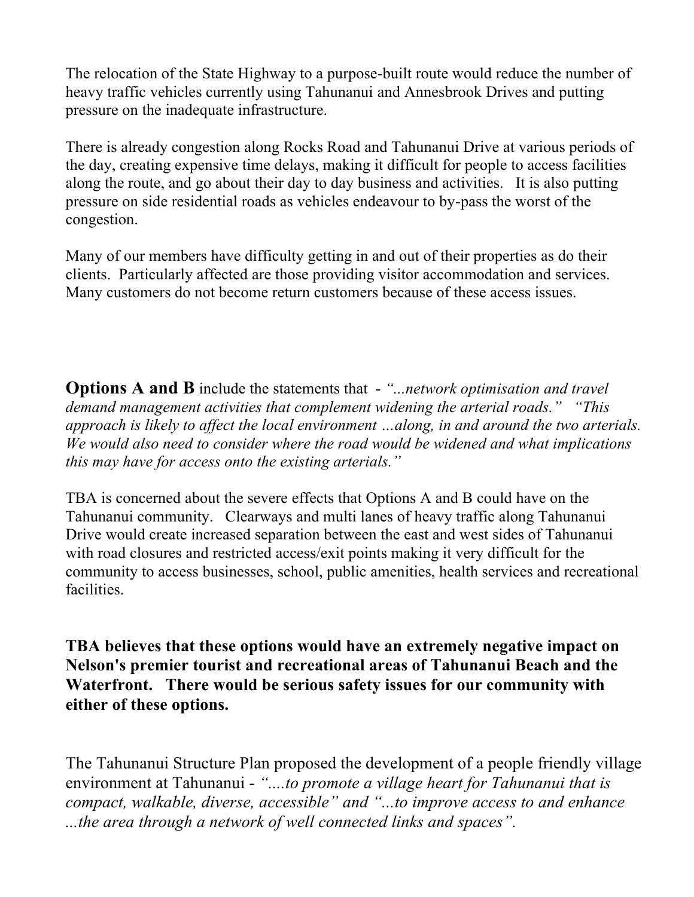The relocation of the State Highway to a purpose-built route would reduce the number of heavy traffic vehicles currently using Tahunanui and Annesbrook Drives and putting pressure on the inadequate infrastructure.

There is already congestion along Rocks Road and Tahunanui Drive at various periods of the day, creating expensive time delays, making it difficult for people to access facilities along the route, and go about their day to day business and activities. It is also putting pressure on side residential roads as vehicles endeavour to by-pass the worst of the congestion.

Many of our members have difficulty getting in and out of their properties as do their clients. Particularly affected are those providing visitor accommodation and services. Many customers do not become return customers because of these access issues.

**Options A and B** include the statements that - *"...network optimisation and travel demand management activities that complement widening the arterial roads." "This approach is likely to affect the local environment …along, in and around the two arterials. We would also need to consider where the road would be widened and what implications this may have for access onto the existing arterials."*

TBA is concerned about the severe effects that Options A and B could have on the Tahunanui community. Clearways and multi lanes of heavy traffic along Tahunanui Drive would create increased separation between the east and west sides of Tahunanui with road closures and restricted access/exit points making it very difficult for the community to access businesses, school, public amenities, health services and recreational facilities.

**TBA believes that these options would have an extremely negative impact on Nelson's premier tourist and recreational areas of Tahunanui Beach and the Waterfront. There would be serious safety issues for our community with either of these options.**

The Tahunanui Structure Plan proposed the development of a people friendly village environment at Tahunanui - *"....to promote a village heart for Tahunanui that is compact, walkable, diverse, accessible"* and *"...to improve access to and enhance ...the area through a network of well connected links and spaces".*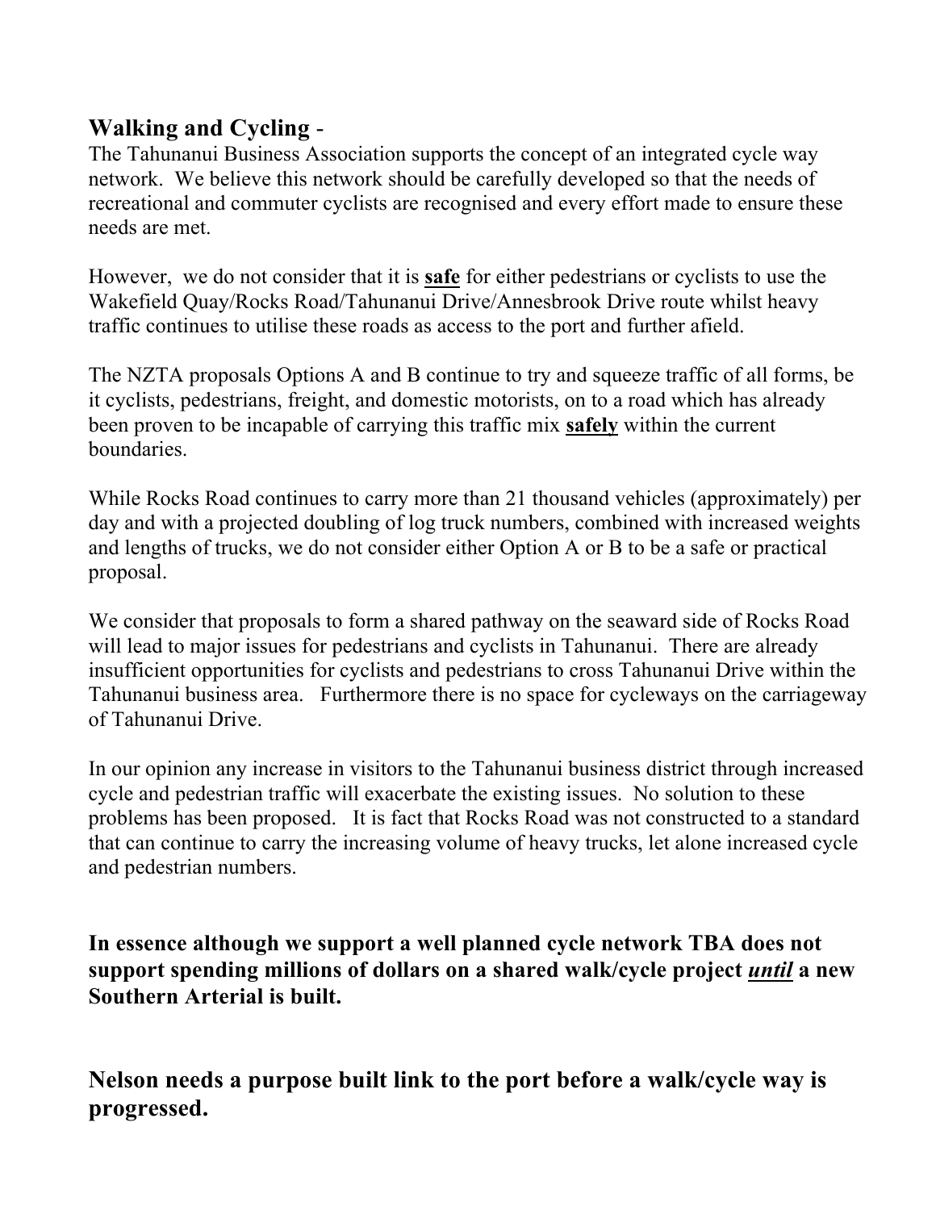## Walking and Cycling -

The Tahunanui Business Association supports the concept of an integrated cycle way network. We believe this network should be carefully developed so that the needs of recreational and commuter cyclists are recognised and every effort made to ensure these needs are met.

However, we do not consider that it is **<u>safe</u>** for either pedestrians or cyclists to use the Wakefield Quay/Rocks Road/Tahunanui Drive/Annesbrook Drive route whilst heavy traffic continues to utilise these roads as access to the port and further afield.

The NZTA proposals Options A and B continue to try and squeeze traffic of all forms, be it cyclists, pedestrians, freight, and domestic motorists, on to a road which has already been proven to be incapable of carrying this traffic mix **<u>safely</u>** within the current boundaries.

While Rocks Road continues to carry more than 21 thousand vehicles (approximately) per day and with a projected doubling of log truck numbers, combined with increased weights and lengths of trucks, we do not consider either Option A or B to be a safe or practical proposal.

We consider that proposals to form a shared pathway on the seaward side of Rocks Road will lead to major issues for pedestrians and cyclists in Tahunanui. There are already insufficient opportunities for cyclists and pedestrians to cross Tahunanui Drive within the Tahunanui business area. Furthermore there is no space for cycleways on the carriageway of Tahunanui Drive.

In our opinion any increase in visitors to the Tahunanui business district through increased cycle and pedestrian traffic will exacerbate the existing issues. No solution to these problems has been proposed. It is fact that Rocks Road was not constructed to a standard that can continue to carry the increasing volume of heavy trucks, let alone increased cycle and pedestrian numbers.

**In essence although we support a well planned cycle network TBA does not support spending millions of dollars on a shared walk/cycle project *<u>until</u>* a new Southern Arterial is built.**

### Nelson needs a purpose built link to the port before a walk/cycle way is progressed.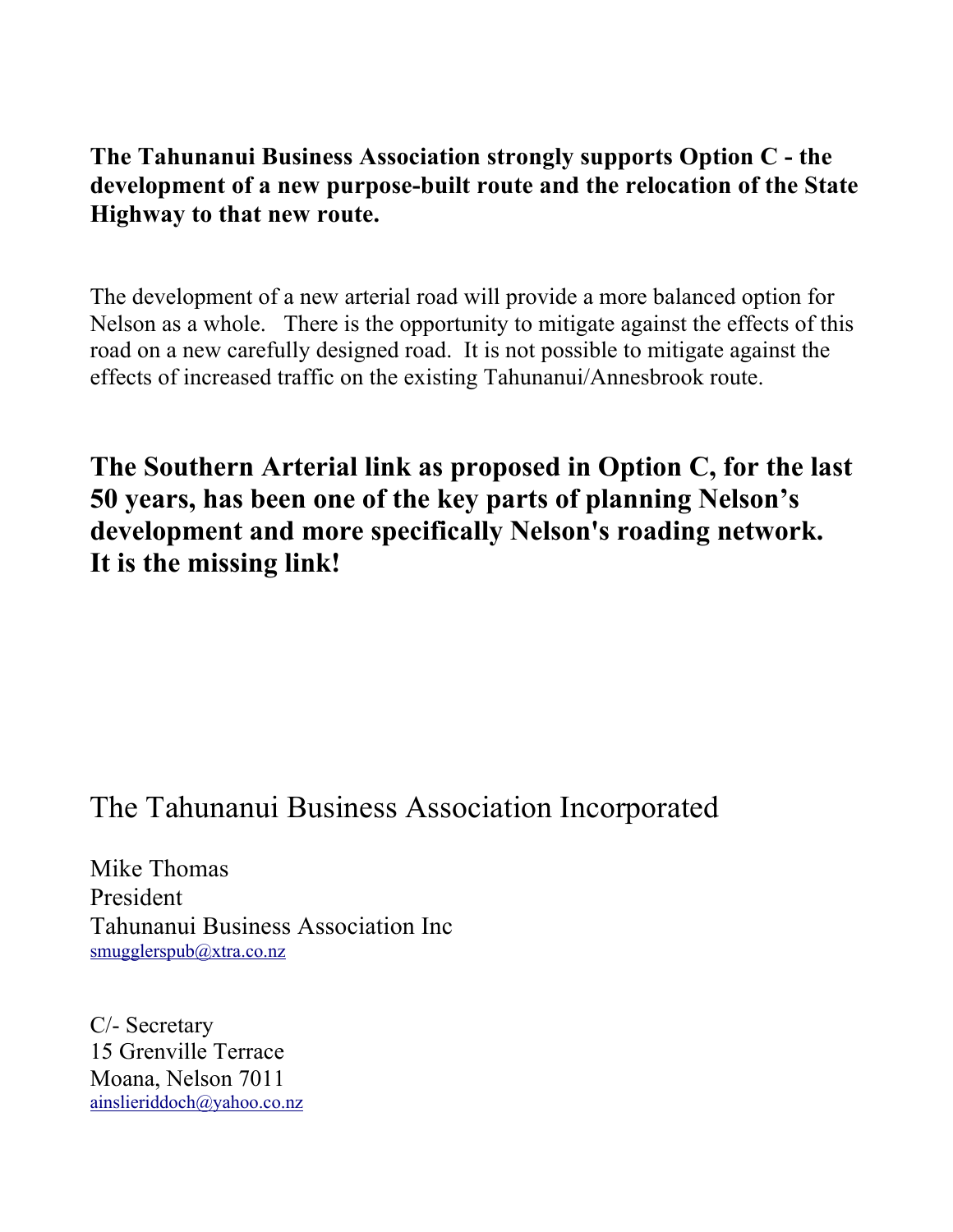**The Tahunanui Business Association strongly supports Option C - the development of a new purpose-built route and the relocation of the State Highway to that new route.**

The development of a new arterial road will provide a more balanced option for Nelson as a whole. There is the opportunity to mitigate against the effects of this road on a new carefully designed road. It is not possible to mitigate against the effects of increased traffic on the existing Tahunanui/Annesbrook route.

**The Southern Arterial link as proposed in Option C, for the last 50 years, has been one of the key parts of planning Nelson's development and more specifically Nelson's roading network. It is the missing link!**

The Tahunanui Business Association Incorporated

Mike Thomas
President
Tahunanui Business Association Inc
smugglerspub@xtra.co.nz

C/- Secretary
15 Grenville Terrace
Moana, Nelson 7011
ainslieriddoch@yahoo.co.nz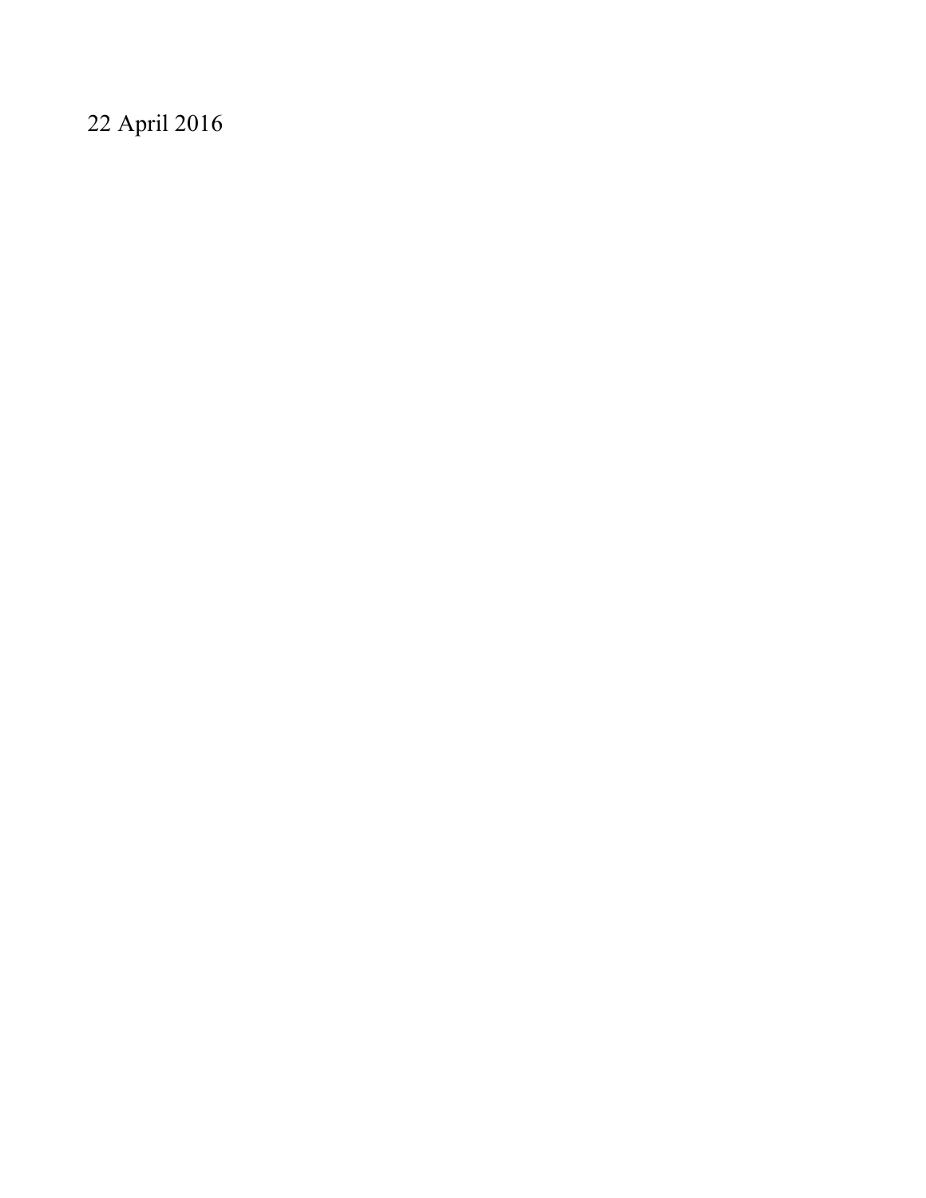22 April 2016